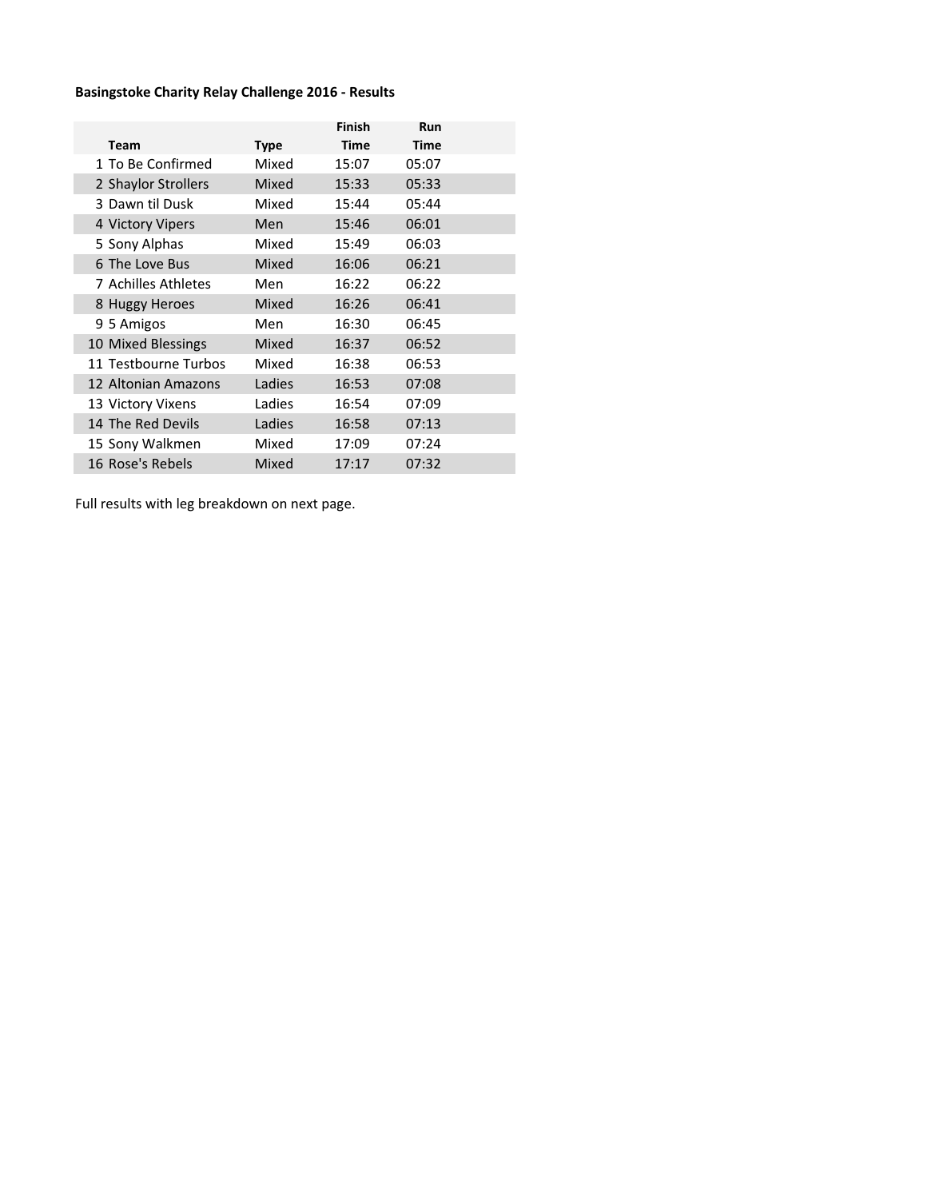**Basingstoke Charity Relay Challenge 2016 - Results**

| | Team | Type | Finish Time | Run Time |
|---|---|---|---|---|
| 1 | To Be Confirmed | Mixed | 15:07 | 05:07 |
| 2 | Shaylor Strollers | Mixed | 15:33 | 05:33 |
| 3 | Dawn til Dusk | Mixed | 15:44 | 05:44 |
| 4 | Victory Vipers | Men | 15:46 | 06:01 |
| 5 | Sony Alphas | Mixed | 15:49 | 06:03 |
| 6 | The Love Bus | Mixed | 16:06 | 06:21 |
| 7 | Achilles Athletes | Men | 16:22 | 06:22 |
| 8 | Huggy Heroes | Mixed | 16:26 | 06:41 |
| 9 | 5 Amigos | Men | 16:30 | 06:45 |
| 10 | Mixed Blessings | Mixed | 16:37 | 06:52 |
| 11 | Testbourne Turbos | Mixed | 16:38 | 06:53 |
| 12 | Altonian Amazons | Ladies | 16:53 | 07:08 |
| 13 | Victory Vixens | Ladies | 16:54 | 07:09 |
| 14 | The Red Devils | Ladies | 16:58 | 07:13 |
| 15 | Sony Walkmen | Mixed | 17:09 | 07:24 |
| 16 | Rose's Rebels | Mixed | 17:17 | 07:32 |

Full results with leg breakdown on next page.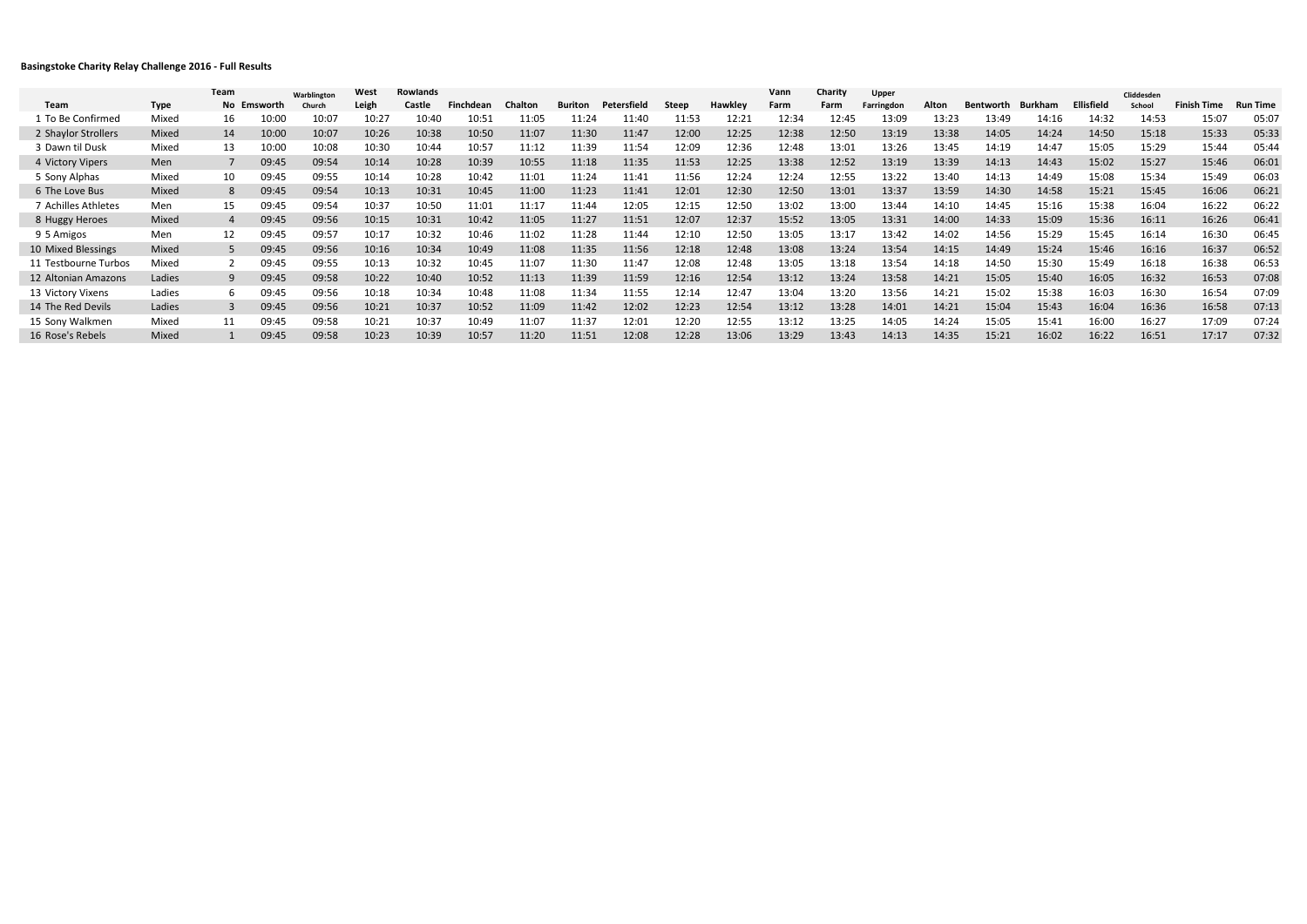**Basingstoke Charity Relay Challenge 2016 - Full Results**

| Team | Type | Team No | Emsworth | Warblington Church | West Leigh | Rowlands Castle | Finchdean | Chalton | Buriton | Petersfield | Steep | Hawkley | Vann Farm | Charity Farm | Upper Farringdon | Alton | Bentworth | Burkham | Ellisfield | Cliddesden School | Finish Time | Run Time |
|---|---|---|---|---|---|---|---|---|---|---|---|---|---|---|---|---|---|---|---|---|---|---|
| 1 To Be Confirmed | Mixed | 16 | 10:00 | 10:07 | 10:27 | 10:40 | 10:51 | 11:05 | 11:24 | 11:40 | 11:53 | 12:21 | 12:34 | 12:45 | 13:09 | 13:23 | 13:49 | 14:16 | 14:32 | 14:53 | 15:07 | 05:07 |
| 2 Shaylor Strollers | Mixed | 14 | 10:00 | 10:07 | 10:26 | 10:38 | 10:50 | 11:07 | 11:30 | 11:47 | 12:00 | 12:25 | 12:38 | 12:50 | 13:19 | 13:38 | 14:05 | 14:24 | 14:50 | 15:18 | 15:33 | 05:33 |
| 3 Dawn til Dusk | Mixed | 13 | 10:00 | 10:08 | 10:30 | 10:44 | 10:57 | 11:12 | 11:39 | 11:54 | 12:09 | 12:36 | 12:48 | 13:01 | 13:26 | 13:45 | 14:19 | 14:47 | 15:05 | 15:29 | 15:44 | 05:44 |
| 4 Victory Vipers | Men | 7 | 09:45 | 09:54 | 10:14 | 10:28 | 10:39 | 10:55 | 11:18 | 11:35 | 11:53 | 12:25 | 13:38 | 12:52 | 13:19 | 13:39 | 14:13 | 14:43 | 15:02 | 15:27 | 15:46 | 06:01 |
| 5 Sony Alphas | Mixed | 10 | 09:45 | 09:55 | 10:14 | 10:28 | 10:42 | 11:01 | 11:24 | 11:41 | 11:56 | 12:24 | 12:24 | 12:55 | 13:22 | 13:40 | 14:13 | 14:49 | 15:08 | 15:34 | 15:49 | 06:03 |
| 6 The Love Bus | Mixed | 8 | 09:45 | 09:54 | 10:13 | 10:31 | 10:45 | 11:00 | 11:23 | 11:41 | 12:01 | 12:30 | 12:50 | 13:01 | 13:37 | 13:59 | 14:30 | 14:58 | 15:21 | 15:45 | 16:06 | 06:21 |
| 7 Achilles Athletes | Men | 15 | 09:45 | 09:54 | 10:37 | 10:50 | 11:01 | 11:17 | 11:44 | 12:05 | 12:15 | 12:50 | 13:02 | 13:00 | 13:44 | 14:10 | 14:45 | 15:16 | 15:38 | 16:04 | 16:22 | 06:22 |
| 8 Huggy Heroes | Mixed | 4 | 09:45 | 09:56 | 10:15 | 10:31 | 10:42 | 11:05 | 11:27 | 11:51 | 12:07 | 12:37 | 15:52 | 13:05 | 13:31 | 14:00 | 14:33 | 15:09 | 15:36 | 16:11 | 16:26 | 06:41 |
| 9 5 Amigos | Men | 12 | 09:45 | 09:57 | 10:17 | 10:32 | 10:46 | 11:02 | 11:28 | 11:44 | 12:10 | 12:50 | 13:05 | 13:17 | 13:42 | 14:02 | 14:56 | 15:29 | 15:45 | 16:14 | 16:30 | 06:45 |
| 10 Mixed Blessings | Mixed | 5 | 09:45 | 09:56 | 10:16 | 10:34 | 10:49 | 11:08 | 11:35 | 11:56 | 12:18 | 12:48 | 13:08 | 13:24 | 13:54 | 14:15 | 14:49 | 15:24 | 15:46 | 16:16 | 16:37 | 06:52 |
| 11 Testbourne Turbos | Mixed | 2 | 09:45 | 09:55 | 10:13 | 10:32 | 10:45 | 11:07 | 11:30 | 11:47 | 12:08 | 12:48 | 13:05 | 13:18 | 13:54 | 14:18 | 14:50 | 15:30 | 15:49 | 16:18 | 16:38 | 06:53 |
| 12 Altonian Amazons | Ladies | 9 | 09:45 | 09:58 | 10:22 | 10:40 | 10:52 | 11:13 | 11:39 | 11:59 | 12:16 | 12:54 | 13:12 | 13:24 | 13:58 | 14:21 | 15:05 | 15:40 | 16:05 | 16:32 | 16:53 | 07:08 |
| 13 Victory Vixens | Ladies | 6 | 09:45 | 09:56 | 10:18 | 10:34 | 10:48 | 11:08 | 11:34 | 11:55 | 12:14 | 12:47 | 13:04 | 13:20 | 13:56 | 14:21 | 15:02 | 15:38 | 16:03 | 16:30 | 16:54 | 07:09 |
| 14 The Red Devils | Ladies | 3 | 09:45 | 09:56 | 10:21 | 10:37 | 10:52 | 11:09 | 11:42 | 12:02 | 12:23 | 12:54 | 13:12 | 13:28 | 14:01 | 14:21 | 15:04 | 15:43 | 16:04 | 16:36 | 16:58 | 07:13 |
| 15 Sony Walkmen | Mixed | 11 | 09:45 | 09:58 | 10:21 | 10:37 | 10:49 | 11:07 | 11:37 | 12:01 | 12:20 | 12:55 | 13:12 | 13:25 | 14:05 | 14:24 | 15:05 | 15:41 | 16:00 | 16:27 | 17:09 | 07:24 |
| 16 Rose's Rebels | Mixed | 1 | 09:45 | 09:58 | 10:23 | 10:39 | 10:57 | 11:20 | 11:51 | 12:08 | 12:28 | 13:06 | 13:29 | 13:43 | 14:13 | 14:35 | 15:21 | 16:02 | 16:22 | 16:51 | 17:17 | 07:32 |